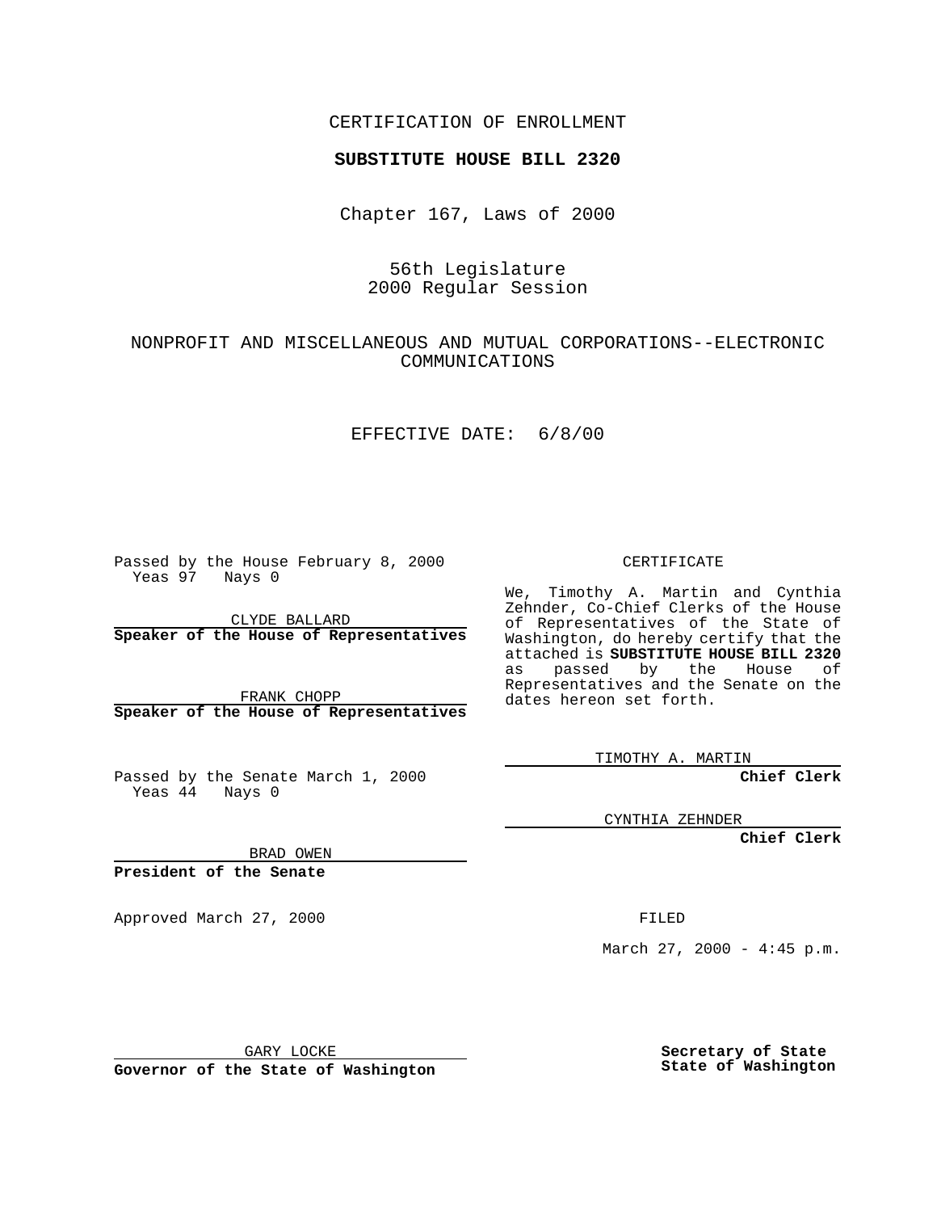CERTIFICATION OF ENROLLMENT

**SUBSTITUTE HOUSE BILL 2320**

Chapter 167, Laws of 2000

56th Legislature
2000 Regular Session

NONPROFIT AND MISCELLANEOUS AND MUTUAL CORPORATIONS--ELECTRONIC COMMUNICATIONS

EFFECTIVE DATE: 6/8/00

Passed by the House February 8, 2000
Yeas 97 Nays 0

CLYDE BALLARD
**Speaker of the House of Representatives**

FRANK CHOPP
**Speaker of the House of Representatives**

Passed by the Senate March 1, 2000
Yeas 44 Nays 0

BRAD OWEN
**President of the Senate**

Approved March 27, 2000

GARY LOCKE
**Governor of the State of Washington**

CERTIFICATE

We, Timothy A. Martin and Cynthia Zehnder, Co-Chief Clerks of the House of Representatives of the State of Washington, do hereby certify that the attached is **SUBSTITUTE HOUSE BILL 2320** as passed by the House of Representatives and the Senate on the dates hereon set forth.

TIMOTHY A. MARTIN
**Chief Clerk**

CYNTHIA ZEHNDER
**Chief Clerk**

FILED

March 27, 2000 - 4:45 p.m.

**Secretary of State**
**State of Washington**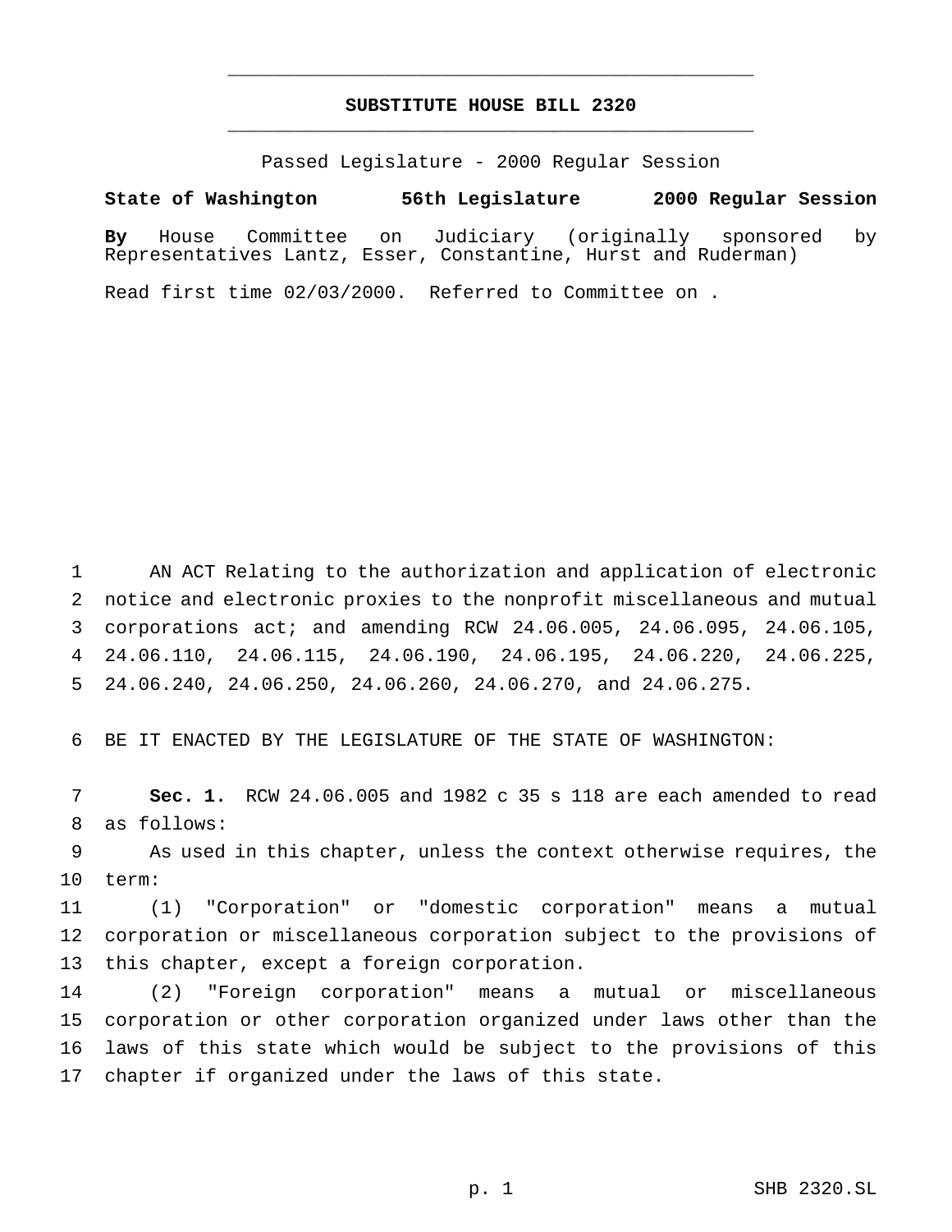# SUBSTITUTE HOUSE BILL 2320

Passed Legislature - 2000 Regular Session

**State of Washington 56th Legislature 2000 Regular Session**

**By** House Committee on Judiciary (originally sponsored by Representatives Lantz, Esser, Constantine, Hurst and Ruderman)

Read first time 02/03/2000. Referred to Committee on .

AN ACT Relating to the authorization and application of electronic notice and electronic proxies to the nonprofit miscellaneous and mutual corporations act; and amending RCW 24.06.005, 24.06.095, 24.06.105, 24.06.110, 24.06.115, 24.06.190, 24.06.195, 24.06.220, 24.06.225, 24.06.240, 24.06.250, 24.06.260, 24.06.270, and 24.06.275.

BE IT ENACTED BY THE LEGISLATURE OF THE STATE OF WASHINGTON:

**Sec. 1.** RCW 24.06.005 and 1982 c 35 s 118 are each amended to read as follows:

As used in this chapter, unless the context otherwise requires, the term:

(1) "Corporation" or "domestic corporation" means a mutual corporation or miscellaneous corporation subject to the provisions of this chapter, except a foreign corporation.

(2) "Foreign corporation" means a mutual or miscellaneous corporation or other corporation organized under laws other than the laws of this state which would be subject to the provisions of this chapter if organized under the laws of this state.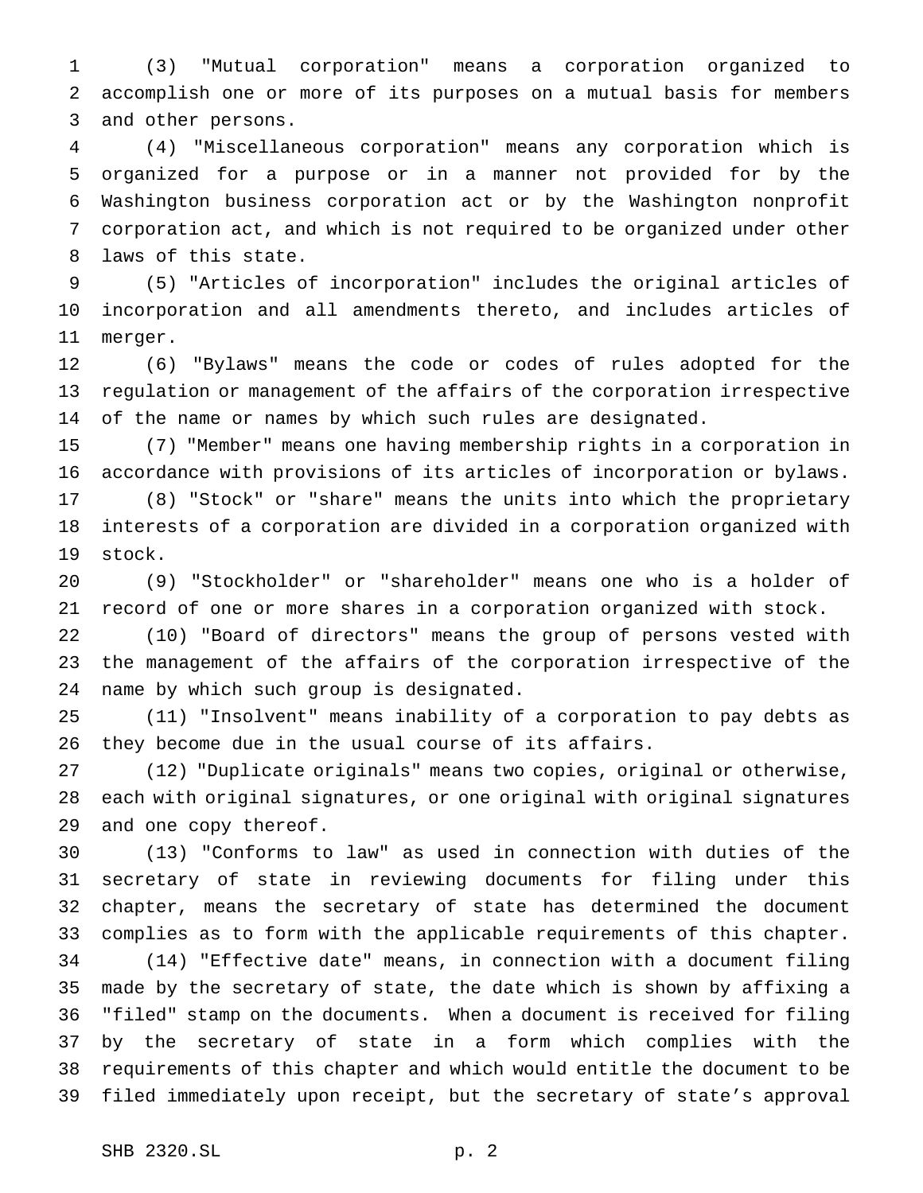(3) "Mutual corporation" means a corporation organized to accomplish one or more of its purposes on a mutual basis for members and other persons.

(4) "Miscellaneous corporation" means any corporation which is organized for a purpose or in a manner not provided for by the Washington business corporation act or by the Washington nonprofit corporation act, and which is not required to be organized under other laws of this state.

(5) "Articles of incorporation" includes the original articles of incorporation and all amendments thereto, and includes articles of merger.

(6) "Bylaws" means the code or codes of rules adopted for the regulation or management of the affairs of the corporation irrespective of the name or names by which such rules are designated.

(7) "Member" means one having membership rights in a corporation in accordance with provisions of its articles of incorporation or bylaws.

(8) "Stock" or "share" means the units into which the proprietary interests of a corporation are divided in a corporation organized with stock.

(9) "Stockholder" or "shareholder" means one who is a holder of record of one or more shares in a corporation organized with stock.

(10) "Board of directors" means the group of persons vested with the management of the affairs of the corporation irrespective of the name by which such group is designated.

(11) "Insolvent" means inability of a corporation to pay debts as they become due in the usual course of its affairs.

(12) "Duplicate originals" means two copies, original or otherwise, each with original signatures, or one original with original signatures and one copy thereof.

(13) "Conforms to law" as used in connection with duties of the secretary of state in reviewing documents for filing under this chapter, means the secretary of state has determined the document complies as to form with the applicable requirements of this chapter.

(14) "Effective date" means, in connection with a document filing made by the secretary of state, the date which is shown by affixing a "filed" stamp on the documents. When a document is received for filing by the secretary of state in a form which complies with the requirements of this chapter and which would entitle the document to be filed immediately upon receipt, but the secretary of state's approval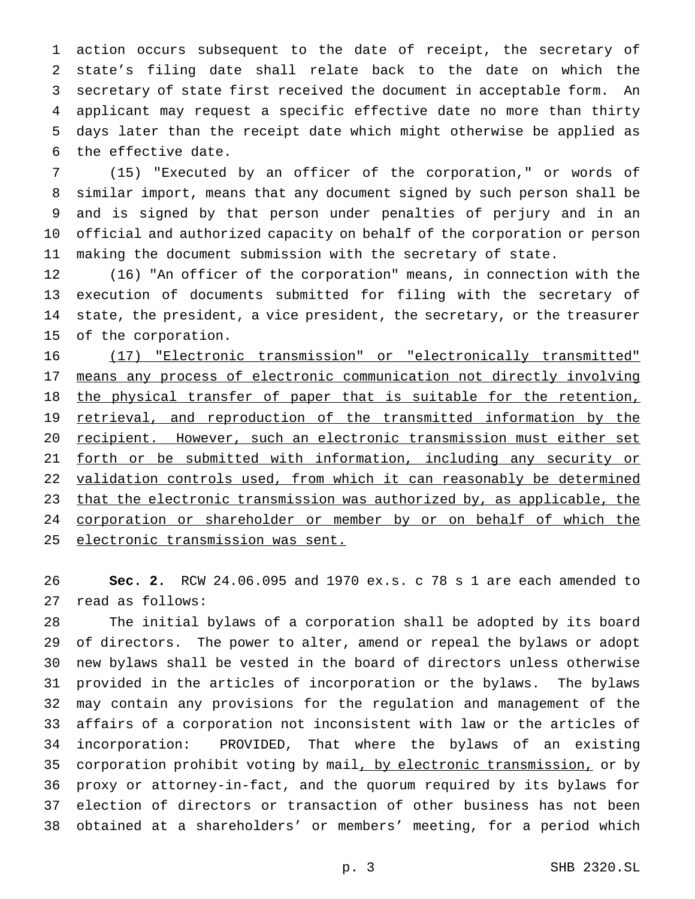action occurs subsequent to the date of receipt, the secretary of state's filing date shall relate back to the date on which the secretary of state first received the document in acceptable form. An applicant may request a specific effective date no more than thirty days later than the receipt date which might otherwise be applied as the effective date.

(15) "Executed by an officer of the corporation," or words of similar import, means that any document signed by such person shall be and is signed by that person under penalties of perjury and in an official and authorized capacity on behalf of the corporation or person making the document submission with the secretary of state.

(16) "An officer of the corporation" means, in connection with the execution of documents submitted for filing with the secretary of state, the president, a vice president, the secretary, or the treasurer of the corporation.

<u>(17) "Electronic transmission" or "electronically transmitted" means any process of electronic communication not directly involving the physical transfer of paper that is suitable for the retention, retrieval, and reproduction of the transmitted information by the recipient. However, such an electronic transmission must either set forth or be submitted with information, including any security or validation controls used, from which it can reasonably be determined that the electronic transmission was authorized by, as applicable, the corporation or shareholder or member by or on behalf of which the electronic transmission was sent.</u>

**Sec. 2.** RCW 24.06.095 and 1970 ex.s. c 78 s 1 are each amended to read as follows:

The initial bylaws of a corporation shall be adopted by its board of directors. The power to alter, amend or repeal the bylaws or adopt new bylaws shall be vested in the board of directors unless otherwise provided in the articles of incorporation or the bylaws. The bylaws may contain any provisions for the regulation and management of the affairs of a corporation not inconsistent with law or the articles of incorporation: PROVIDED, That where the bylaws of an existing corporation prohibit voting by mail<u>, by electronic transmission,</u> or by proxy or attorney-in-fact, and the quorum required by its bylaws for election of directors or transaction of other business has not been obtained at a shareholders' or members' meeting, for a period which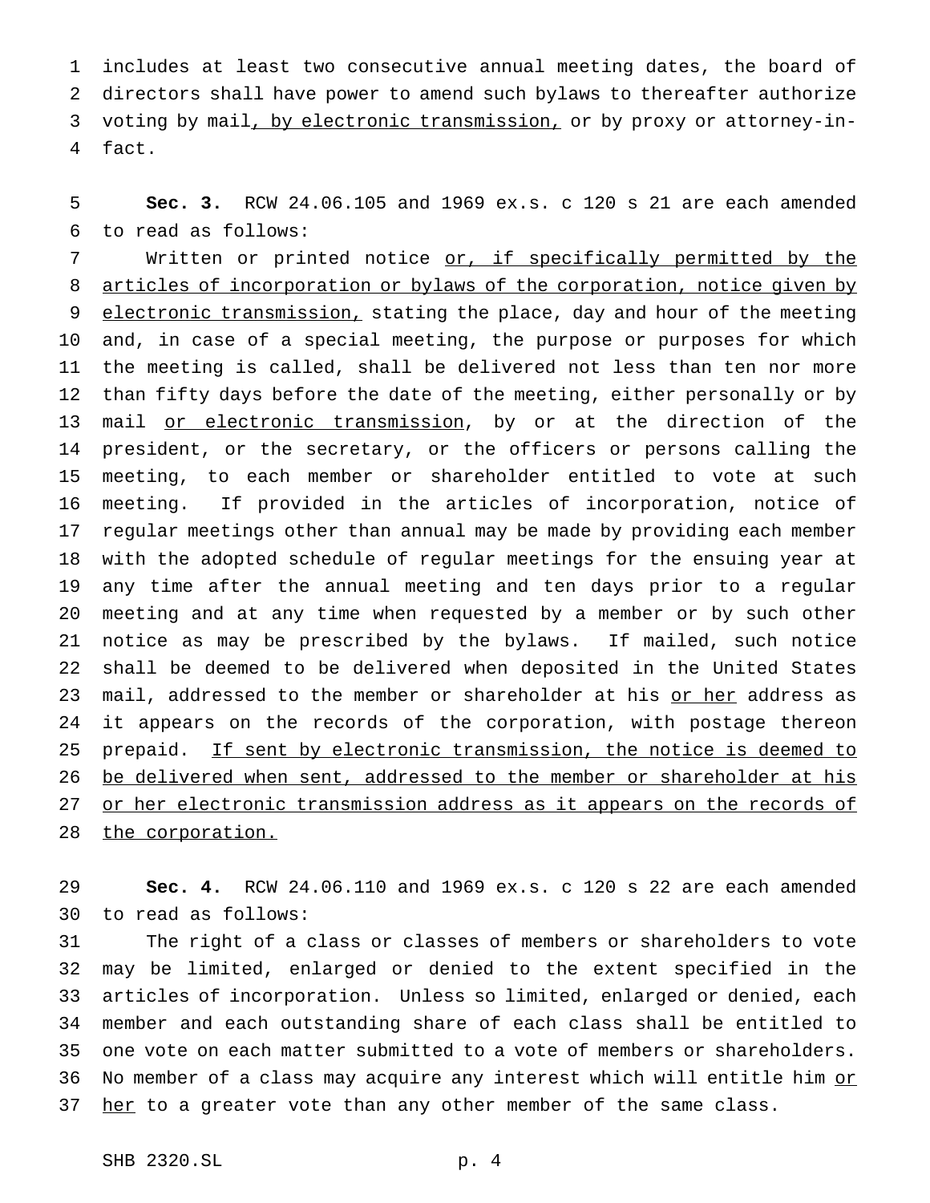includes at least two consecutive annual meeting dates, the board of directors shall have power to amend such bylaws to thereafter authorize voting by mail<u>, by electronic transmission,</u> or by proxy or attorney-in-fact.

**Sec. 3.** RCW 24.06.105 and 1969 ex.s. c 120 s 21 are each amended to read as follows:

Written or printed notice <u>or, if specifically permitted by the articles of incorporation or bylaws of the corporation, notice given by electronic transmission,</u> stating the place, day and hour of the meeting and, in case of a special meeting, the purpose or purposes for which the meeting is called, shall be delivered not less than ten nor more than fifty days before the date of the meeting, either personally or by mail <u>or electronic transmission</u>, by or at the direction of the president, or the secretary, or the officers or persons calling the meeting, to each member or shareholder entitled to vote at such meeting. If provided in the articles of incorporation, notice of regular meetings other than annual may be made by providing each member with the adopted schedule of regular meetings for the ensuing year at any time after the annual meeting and ten days prior to a regular meeting and at any time when requested by a member or by such other notice as may be prescribed by the bylaws. If mailed, such notice shall be deemed to be delivered when deposited in the United States mail, addressed to the member or shareholder at his <u>or her</u> address as it appears on the records of the corporation, with postage thereon prepaid. <u>If sent by electronic transmission, the notice is deemed to be delivered when sent, addressed to the member or shareholder at his or her electronic transmission address as it appears on the records of the corporation.</u>

**Sec. 4.** RCW 24.06.110 and 1969 ex.s. c 120 s 22 are each amended to read as follows:

The right of a class or classes of members or shareholders to vote may be limited, enlarged or denied to the extent specified in the articles of incorporation. Unless so limited, enlarged or denied, each member and each outstanding share of each class shall be entitled to one vote on each matter submitted to a vote of members or shareholders. No member of a class may acquire any interest which will entitle him <u>or her</u> to a greater vote than any other member of the same class.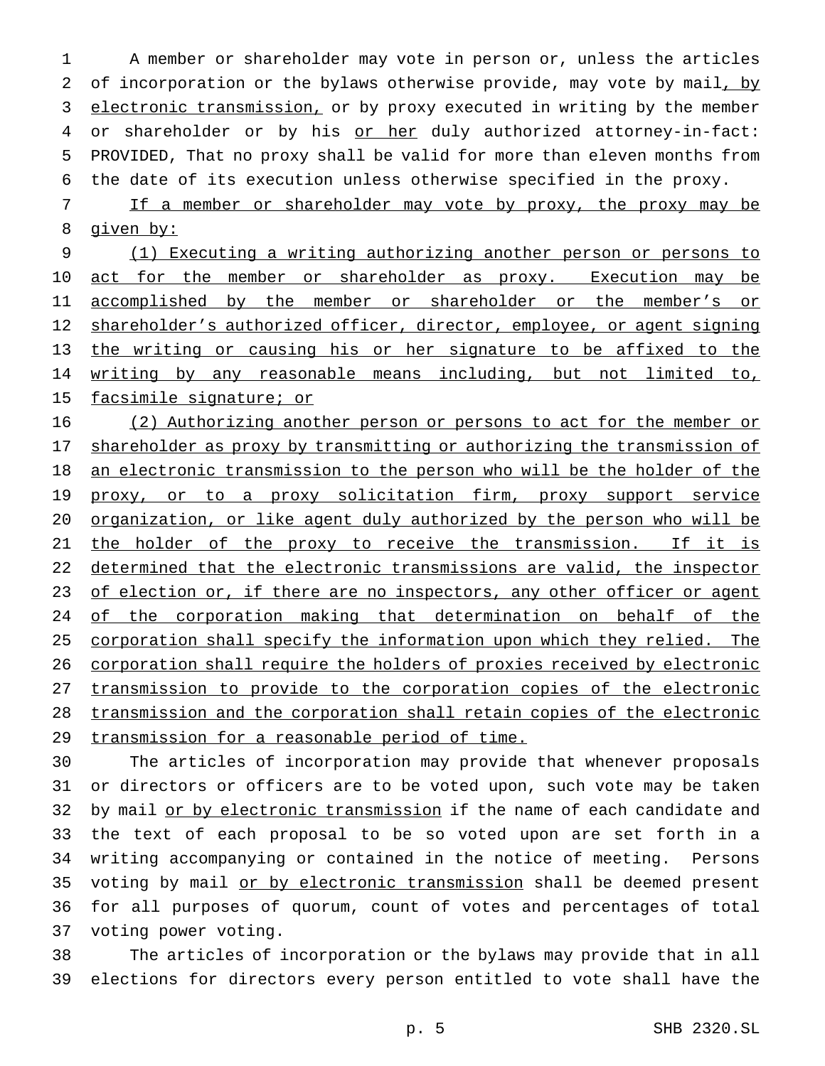A member or shareholder may vote in person or, unless the articles of incorporation or the bylaws otherwise provide, may vote by mail, by electronic transmission, or by proxy executed in writing by the member or shareholder or by his or her duly authorized attorney-in-fact: PROVIDED, That no proxy shall be valid for more than eleven months from the date of its execution unless otherwise specified in the proxy.

If a member or shareholder may vote by proxy, the proxy may be given by:

(1) Executing a writing authorizing another person or persons to act for the member or shareholder as proxy. Execution may be accomplished by the member or shareholder or the member's or shareholder's authorized officer, director, employee, or agent signing the writing or causing his or her signature to be affixed to the writing by any reasonable means including, but not limited to, facsimile signature; or

(2) Authorizing another person or persons to act for the member or shareholder as proxy by transmitting or authorizing the transmission of an electronic transmission to the person who will be the holder of the proxy, or to a proxy solicitation firm, proxy support service organization, or like agent duly authorized by the person who will be the holder of the proxy to receive the transmission. If it is determined that the electronic transmissions are valid, the inspector of election or, if there are no inspectors, any other officer or agent of the corporation making that determination on behalf of the corporation shall specify the information upon which they relied. The corporation shall require the holders of proxies received by electronic transmission to provide to the corporation copies of the electronic transmission and the corporation shall retain copies of the electronic transmission for a reasonable period of time.

The articles of incorporation may provide that whenever proposals or directors or officers are to be voted upon, such vote may be taken by mail or by electronic transmission if the name of each candidate and the text of each proposal to be so voted upon are set forth in a writing accompanying or contained in the notice of meeting. Persons voting by mail or by electronic transmission shall be deemed present for all purposes of quorum, count of votes and percentages of total voting power voting.

The articles of incorporation or the bylaws may provide that in all elections for directors every person entitled to vote shall have the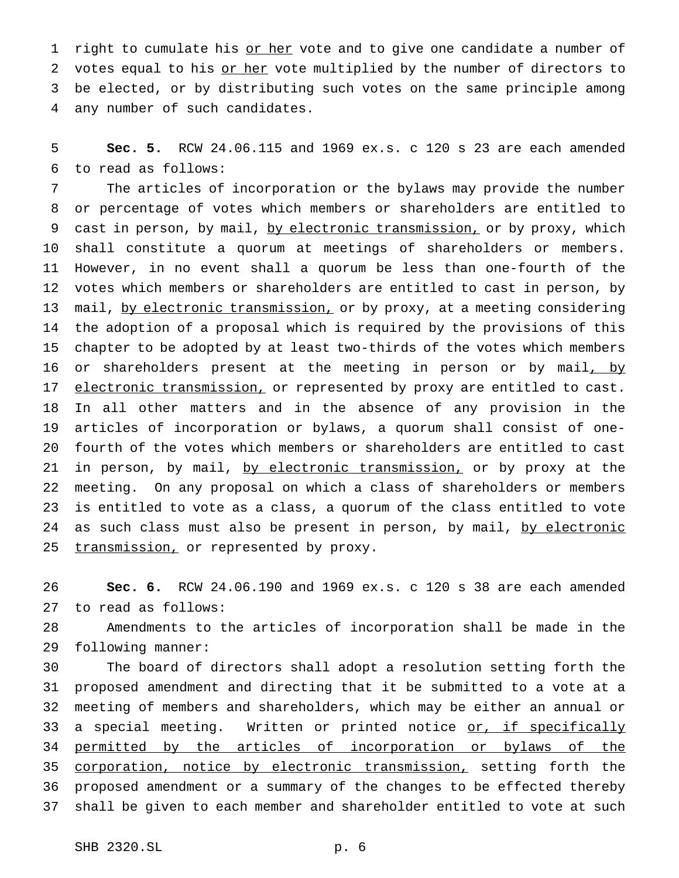right to cumulate his <u>or her</u> vote and to give one candidate a number of votes equal to his <u>or her</u> vote multiplied by the number of directors to be elected, or by distributing such votes on the same principle among any number of such candidates.

**Sec. 5.** RCW 24.06.115 and 1969 ex.s. c 120 s 23 are each amended to read as follows:

The articles of incorporation or the bylaws may provide the number or percentage of votes which members or shareholders are entitled to cast in person, by mail, <u>by electronic transmission,</u> or by proxy, which shall constitute a quorum at meetings of shareholders or members. However, in no event shall a quorum be less than one-fourth of the votes which members or shareholders are entitled to cast in person, by mail, <u>by electronic transmission,</u> or by proxy, at a meeting considering the adoption of a proposal which is required by the provisions of this chapter to be adopted by at least two-thirds of the votes which members or shareholders present at the meeting in person or by mail<u>, by electronic transmission,</u> or represented by proxy are entitled to cast. In all other matters and in the absence of any provision in the articles of incorporation or bylaws, a quorum shall consist of one-fourth of the votes which members or shareholders are entitled to cast in person, by mail, <u>by electronic transmission,</u> or by proxy at the meeting. On any proposal on which a class of shareholders or members is entitled to vote as a class, a quorum of the class entitled to vote as such class must also be present in person, by mail, <u>by electronic transmission,</u> or represented by proxy.

**Sec. 6.** RCW 24.06.190 and 1969 ex.s. c 120 s 38 are each amended to read as follows:

Amendments to the articles of incorporation shall be made in the following manner:

The board of directors shall adopt a resolution setting forth the proposed amendment and directing that it be submitted to a vote at a meeting of members and shareholders, which may be either an annual or a special meeting. Written or printed notice <u>or, if specifically permitted by the articles of incorporation or bylaws of the corporation, notice by electronic transmission,</u> setting forth the proposed amendment or a summary of the changes to be effected thereby shall be given to each member and shareholder entitled to vote at such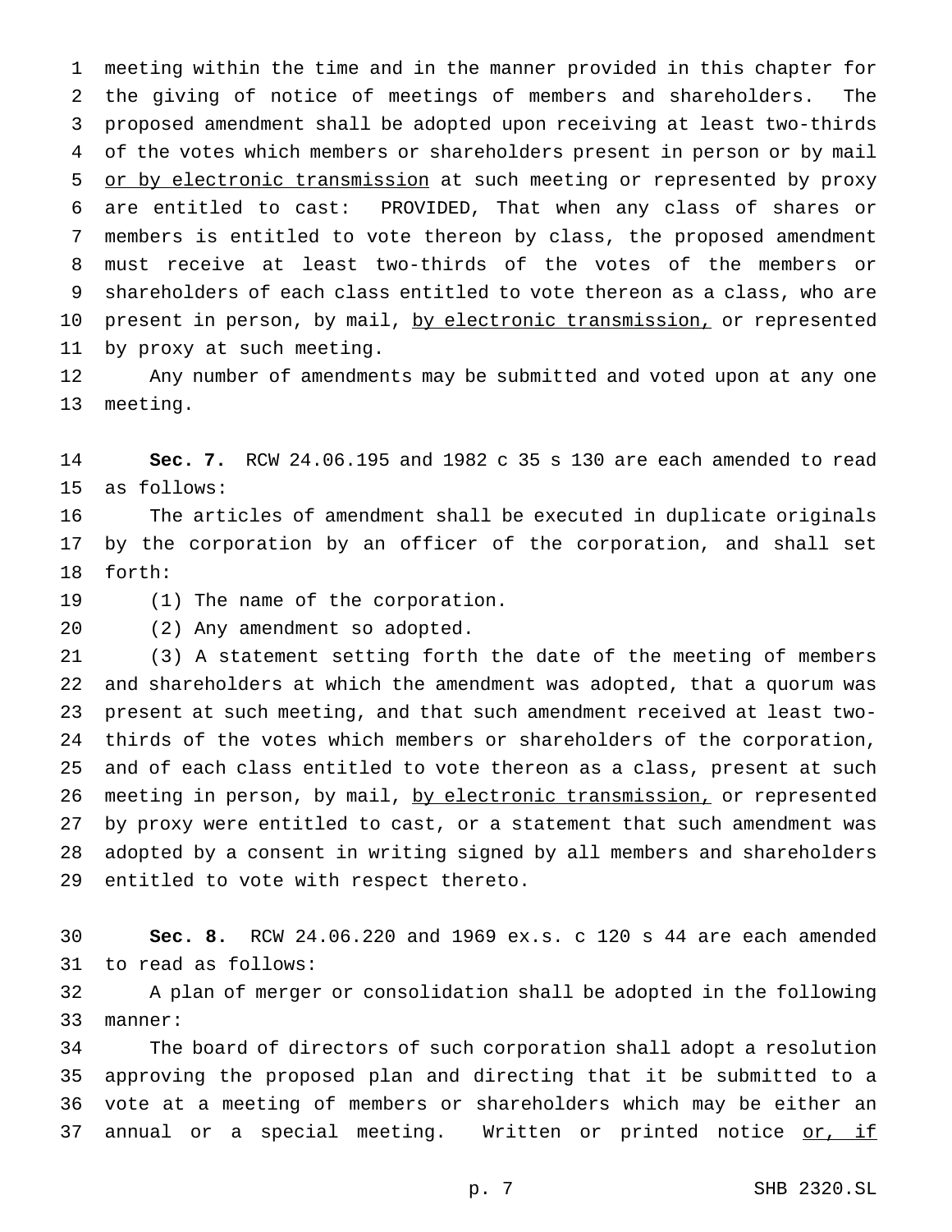meeting within the time and in the manner provided in this chapter for the giving of notice of meetings of members and shareholders. The proposed amendment shall be adopted upon receiving at least two-thirds of the votes which members or shareholders present in person or by mail <u>or by electronic transmission</u> at such meeting or represented by proxy are entitled to cast: PROVIDED, That when any class of shares or members is entitled to vote thereon by class, the proposed amendment must receive at least two-thirds of the votes of the members or shareholders of each class entitled to vote thereon as a class, who are present in person, by mail, <u>by electronic transmission,</u> or represented by proxy at such meeting.

Any number of amendments may be submitted and voted upon at any one meeting.

**Sec. 7.** RCW 24.06.195 and 1982 c 35 s 130 are each amended to read as follows:

The articles of amendment shall be executed in duplicate originals by the corporation by an officer of the corporation, and shall set forth:

(1) The name of the corporation.

(2) Any amendment so adopted.

(3) A statement setting forth the date of the meeting of members and shareholders at which the amendment was adopted, that a quorum was present at such meeting, and that such amendment received at least two-thirds of the votes which members or shareholders of the corporation, and of each class entitled to vote thereon as a class, present at such meeting in person, by mail, <u>by electronic transmission,</u> or represented by proxy were entitled to cast, or a statement that such amendment was adopted by a consent in writing signed by all members and shareholders entitled to vote with respect thereto.

**Sec. 8.** RCW 24.06.220 and 1969 ex.s. c 120 s 44 are each amended to read as follows:

A plan of merger or consolidation shall be adopted in the following manner:

The board of directors of such corporation shall adopt a resolution approving the proposed plan and directing that it be submitted to a vote at a meeting of members or shareholders which may be either an annual or a special meeting. Written or printed notice <u>or, if</u>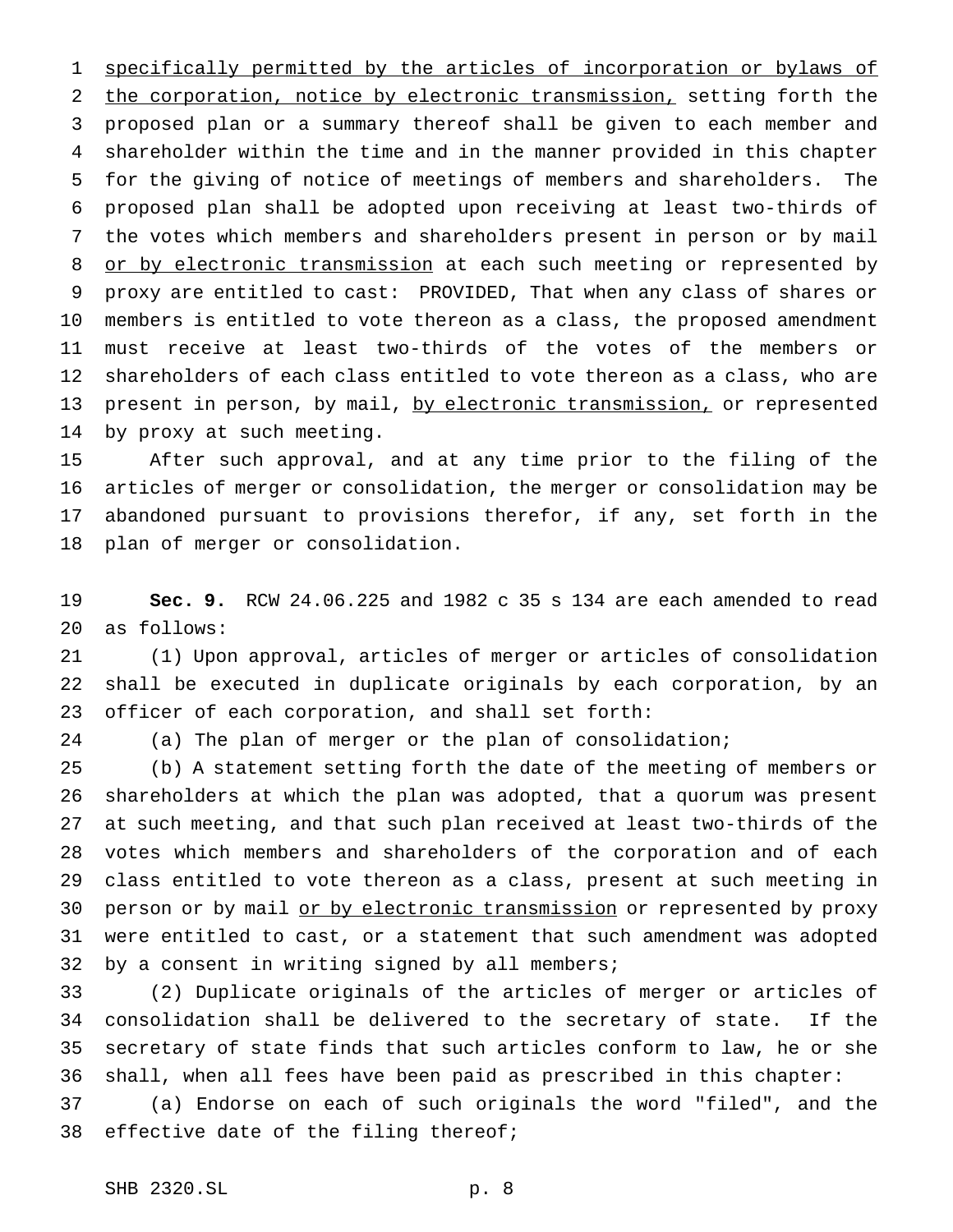specifically permitted by the articles of incorporation or bylaws of the corporation, notice by electronic transmission, setting forth the proposed plan or a summary thereof shall be given to each member and shareholder within the time and in the manner provided in this chapter for the giving of notice of meetings of members and shareholders. The proposed plan shall be adopted upon receiving at least two-thirds of the votes which members and shareholders present in person or by mail or by electronic transmission at each such meeting or represented by proxy are entitled to cast: PROVIDED, That when any class of shares or members is entitled to vote thereon as a class, the proposed amendment must receive at least two-thirds of the votes of the members or shareholders of each class entitled to vote thereon as a class, who are present in person, by mail, by electronic transmission, or represented by proxy at such meeting.

After such approval, and at any time prior to the filing of the articles of merger or consolidation, the merger or consolidation may be abandoned pursuant to provisions therefor, if any, set forth in the plan of merger or consolidation.

**Sec. 9.** RCW 24.06.225 and 1982 c 35 s 134 are each amended to read as follows:

(1) Upon approval, articles of merger or articles of consolidation shall be executed in duplicate originals by each corporation, by an officer of each corporation, and shall set forth:

(a) The plan of merger or the plan of consolidation;

(b) A statement setting forth the date of the meeting of members or shareholders at which the plan was adopted, that a quorum was present at such meeting, and that such plan received at least two-thirds of the votes which members and shareholders of the corporation and of each class entitled to vote thereon as a class, present at such meeting in person or by mail or by electronic transmission or represented by proxy were entitled to cast, or a statement that such amendment was adopted by a consent in writing signed by all members;

(2) Duplicate originals of the articles of merger or articles of consolidation shall be delivered to the secretary of state. If the secretary of state finds that such articles conform to law, he or she shall, when all fees have been paid as prescribed in this chapter:

(a) Endorse on each of such originals the word "filed", and the effective date of the filing thereof;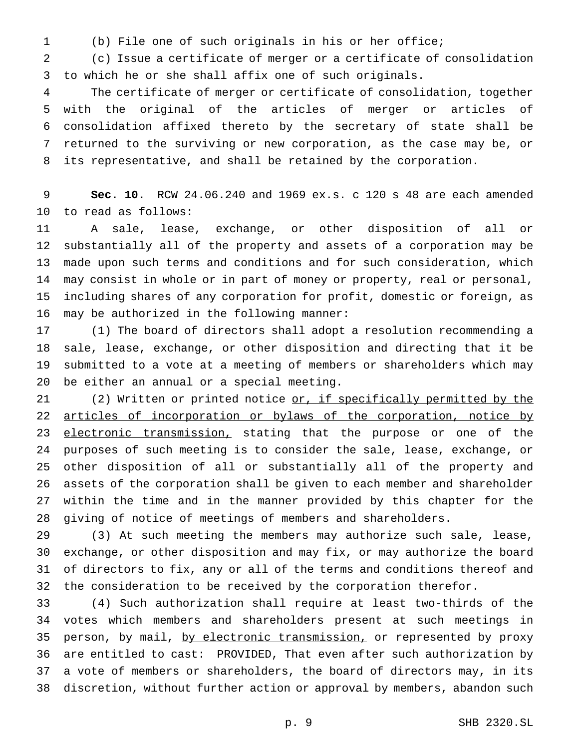(b) File one of such originals in his or her office;

(c) Issue a certificate of merger or a certificate of consolidation to which he or she shall affix one of such originals.

The certificate of merger or certificate of consolidation, together with the original of the articles of merger or articles of consolidation affixed thereto by the secretary of state shall be returned to the surviving or new corporation, as the case may be, or its representative, and shall be retained by the corporation.

**Sec. 10.** RCW 24.06.240 and 1969 ex.s. c 120 s 48 are each amended to read as follows:

A sale, lease, exchange, or other disposition of all or substantially all of the property and assets of a corporation may be made upon such terms and conditions and for such consideration, which may consist in whole or in part of money or property, real or personal, including shares of any corporation for profit, domestic or foreign, as may be authorized in the following manner:

(1) The board of directors shall adopt a resolution recommending a sale, lease, exchange, or other disposition and directing that it be submitted to a vote at a meeting of members or shareholders which may be either an annual or a special meeting.

(2) Written or printed notice <u>or, if specifically permitted by the articles of incorporation or bylaws of the corporation, notice by electronic transmission,</u> stating that the purpose or one of the purposes of such meeting is to consider the sale, lease, exchange, or other disposition of all or substantially all of the property and assets of the corporation shall be given to each member and shareholder within the time and in the manner provided by this chapter for the giving of notice of meetings of members and shareholders.

(3) At such meeting the members may authorize such sale, lease, exchange, or other disposition and may fix, or may authorize the board of directors to fix, any or all of the terms and conditions thereof and the consideration to be received by the corporation therefor.

(4) Such authorization shall require at least two-thirds of the votes which members and shareholders present at such meetings in person, by mail, <u>by electronic transmission,</u> or represented by proxy are entitled to cast: PROVIDED, That even after such authorization by a vote of members or shareholders, the board of directors may, in its discretion, without further action or approval by members, abandon such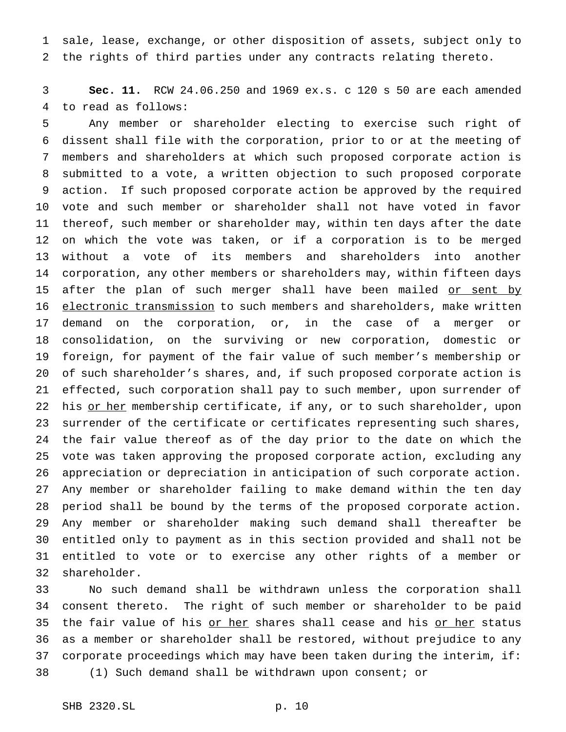sale, lease, exchange, or other disposition of assets, subject only to the rights of third parties under any contracts relating thereto.

**Sec. 11.** RCW 24.06.250 and 1969 ex.s. c 120 s 50 are each amended to read as follows:

Any member or shareholder electing to exercise such right of dissent shall file with the corporation, prior to or at the meeting of members and shareholders at which such proposed corporate action is submitted to a vote, a written objection to such proposed corporate action. If such proposed corporate action be approved by the required vote and such member or shareholder shall not have voted in favor thereof, such member or shareholder may, within ten days after the date on which the vote was taken, or if a corporation is to be merged without a vote of its members and shareholders into another corporation, any other members or shareholders may, within fifteen days after the plan of such merger shall have been mailed <u>or sent by electronic transmission</u> to such members and shareholders, make written demand on the corporation, or, in the case of a merger or consolidation, on the surviving or new corporation, domestic or foreign, for payment of the fair value of such member's membership or of such shareholder's shares, and, if such proposed corporate action is effected, such corporation shall pay to such member, upon surrender of his <u>or her</u> membership certificate, if any, or to such shareholder, upon surrender of the certificate or certificates representing such shares, the fair value thereof as of the day prior to the date on which the vote was taken approving the proposed corporate action, excluding any appreciation or depreciation in anticipation of such corporate action. Any member or shareholder failing to make demand within the ten day period shall be bound by the terms of the proposed corporate action. Any member or shareholder making such demand shall thereafter be entitled only to payment as in this section provided and shall not be entitled to vote or to exercise any other rights of a member or shareholder.

No such demand shall be withdrawn unless the corporation shall consent thereto. The right of such member or shareholder to be paid the fair value of his <u>or her</u> shares shall cease and his <u>or her</u> status as a member or shareholder shall be restored, without prejudice to any corporate proceedings which may have been taken during the interim, if:

(1) Such demand shall be withdrawn upon consent; or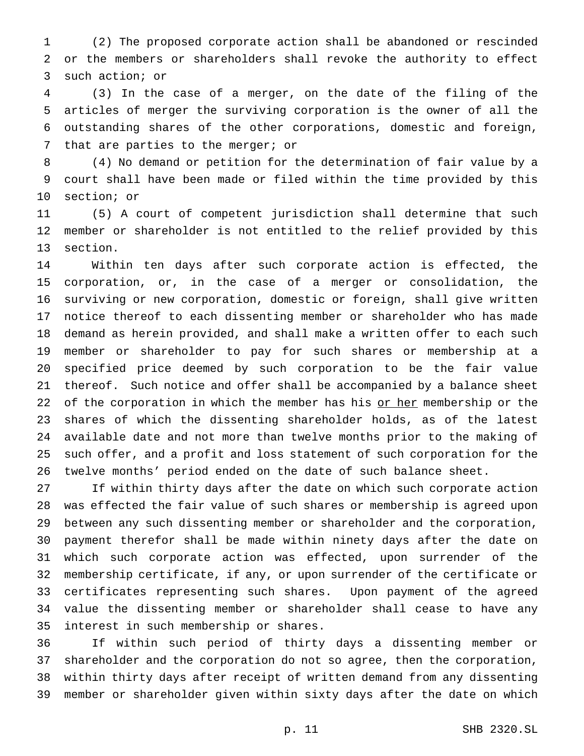(2) The proposed corporate action shall be abandoned or rescinded or the members or shareholders shall revoke the authority to effect such action; or

(3) In the case of a merger, on the date of the filing of the articles of merger the surviving corporation is the owner of all the outstanding shares of the other corporations, domestic and foreign, that are parties to the merger; or

(4) No demand or petition for the determination of fair value by a court shall have been made or filed within the time provided by this section; or

(5) A court of competent jurisdiction shall determine that such member or shareholder is not entitled to the relief provided by this section.

Within ten days after such corporate action is effected, the corporation, or, in the case of a merger or consolidation, the surviving or new corporation, domestic or foreign, shall give written notice thereof to each dissenting member or shareholder who has made demand as herein provided, and shall make a written offer to each such member or shareholder to pay for such shares or membership at a specified price deemed by such corporation to be the fair value thereof. Such notice and offer shall be accompanied by a balance sheet of the corporation in which the member has his <u>or her</u> membership or the shares of which the dissenting shareholder holds, as of the latest available date and not more than twelve months prior to the making of such offer, and a profit and loss statement of such corporation for the twelve months' period ended on the date of such balance sheet.

If within thirty days after the date on which such corporate action was effected the fair value of such shares or membership is agreed upon between any such dissenting member or shareholder and the corporation, payment therefor shall be made within ninety days after the date on which such corporate action was effected, upon surrender of the membership certificate, if any, or upon surrender of the certificate or certificates representing such shares. Upon payment of the agreed value the dissenting member or shareholder shall cease to have any interest in such membership or shares.

If within such period of thirty days a dissenting member or shareholder and the corporation do not so agree, then the corporation, within thirty days after receipt of written demand from any dissenting member or shareholder given within sixty days after the date on which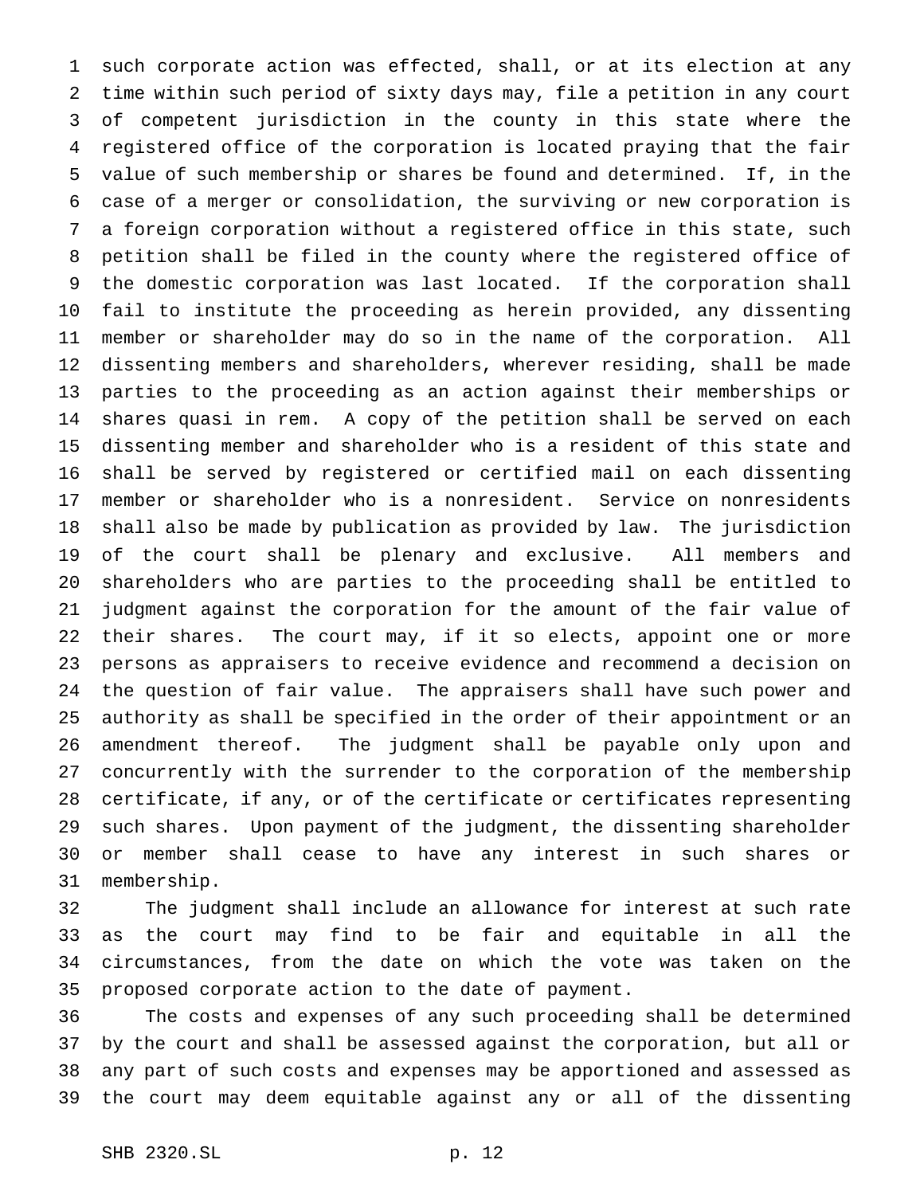such corporate action was effected, shall, or at its election at any time within such period of sixty days may, file a petition in any court of competent jurisdiction in the county in this state where the registered office of the corporation is located praying that the fair value of such membership or shares be found and determined. If, in the case of a merger or consolidation, the surviving or new corporation is a foreign corporation without a registered office in this state, such petition shall be filed in the county where the registered office of the domestic corporation was last located. If the corporation shall fail to institute the proceeding as herein provided, any dissenting member or shareholder may do so in the name of the corporation. All dissenting members and shareholders, wherever residing, shall be made parties to the proceeding as an action against their memberships or shares quasi in rem. A copy of the petition shall be served on each dissenting member and shareholder who is a resident of this state and shall be served by registered or certified mail on each dissenting member or shareholder who is a nonresident. Service on nonresidents shall also be made by publication as provided by law. The jurisdiction of the court shall be plenary and exclusive. All members and shareholders who are parties to the proceeding shall be entitled to judgment against the corporation for the amount of the fair value of their shares. The court may, if it so elects, appoint one or more persons as appraisers to receive evidence and recommend a decision on the question of fair value. The appraisers shall have such power and authority as shall be specified in the order of their appointment or an amendment thereof. The judgment shall be payable only upon and concurrently with the surrender to the corporation of the membership certificate, if any, or of the certificate or certificates representing such shares. Upon payment of the judgment, the dissenting shareholder or member shall cease to have any interest in such shares or membership.

The judgment shall include an allowance for interest at such rate as the court may find to be fair and equitable in all the circumstances, from the date on which the vote was taken on the proposed corporate action to the date of payment.

The costs and expenses of any such proceeding shall be determined by the court and shall be assessed against the corporation, but all or any part of such costs and expenses may be apportioned and assessed as the court may deem equitable against any or all of the dissenting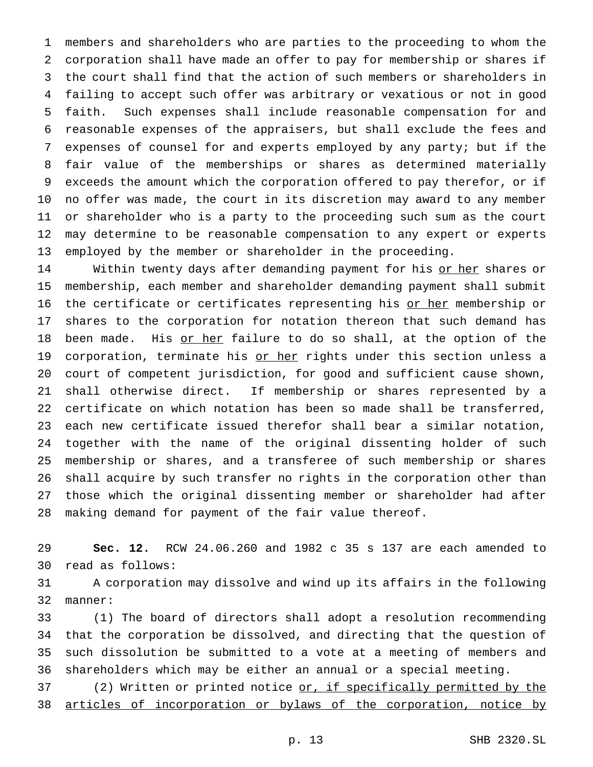members and shareholders who are parties to the proceeding to whom the corporation shall have made an offer to pay for membership or shares if the court shall find that the action of such members or shareholders in failing to accept such offer was arbitrary or vexatious or not in good faith. Such expenses shall include reasonable compensation for and reasonable expenses of the appraisers, but shall exclude the fees and expenses of counsel for and experts employed by any party; but if the fair value of the memberships or shares as determined materially exceeds the amount which the corporation offered to pay therefor, or if no offer was made, the court in its discretion may award to any member or shareholder who is a party to the proceeding such sum as the court may determine to be reasonable compensation to any expert or experts employed by the member or shareholder in the proceeding.

Within twenty days after demanding payment for his <u>or her</u> shares or membership, each member and shareholder demanding payment shall submit the certificate or certificates representing his <u>or her</u> membership or shares to the corporation for notation thereon that such demand has been made. His <u>or her</u> failure to do so shall, at the option of the corporation, terminate his <u>or her</u> rights under this section unless a court of competent jurisdiction, for good and sufficient cause shown, shall otherwise direct. If membership or shares represented by a certificate on which notation has been so made shall be transferred, each new certificate issued therefor shall bear a similar notation, together with the name of the original dissenting holder of such membership or shares, and a transferee of such membership or shares shall acquire by such transfer no rights in the corporation other than those which the original dissenting member or shareholder had after making demand for payment of the fair value thereof.

**Sec. 12.** RCW 24.06.260 and 1982 c 35 s 137 are each amended to read as follows:

A corporation may dissolve and wind up its affairs in the following manner:

(1) The board of directors shall adopt a resolution recommending that the corporation be dissolved, and directing that the question of such dissolution be submitted to a vote at a meeting of members and shareholders which may be either an annual or a special meeting.

(2) Written or printed notice <u>or, if specifically permitted by the articles of incorporation or bylaws of the corporation, notice by</u>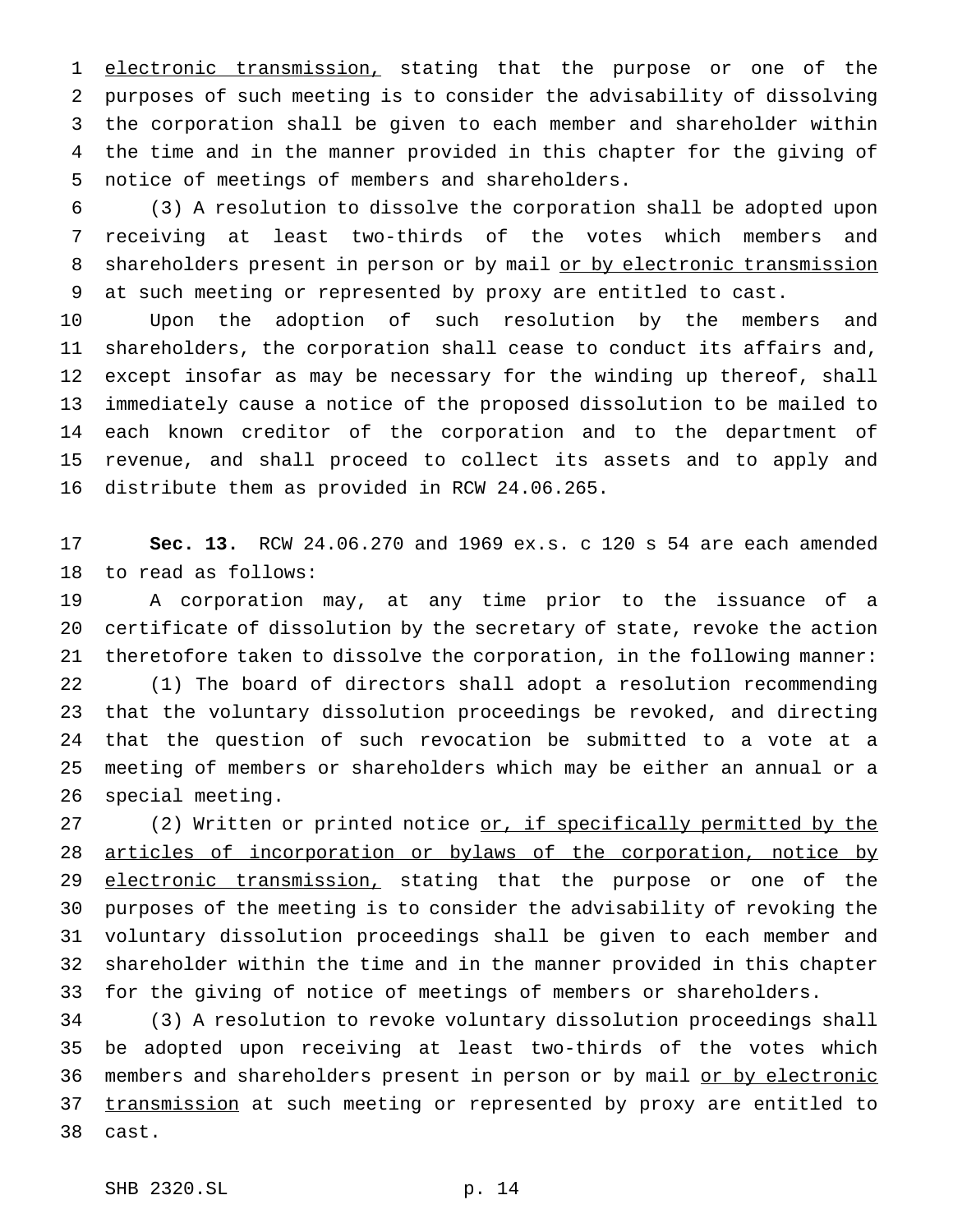electronic transmission, stating that the purpose or one of the purposes of such meeting is to consider the advisability of dissolving the corporation shall be given to each member and shareholder within the time and in the manner provided in this chapter for the giving of notice of meetings of members and shareholders.

(3) A resolution to dissolve the corporation shall be adopted upon receiving at least two-thirds of the votes which members and shareholders present in person or by mail or by electronic transmission at such meeting or represented by proxy are entitled to cast.

Upon the adoption of such resolution by the members and shareholders, the corporation shall cease to conduct its affairs and, except insofar as may be necessary for the winding up thereof, shall immediately cause a notice of the proposed dissolution to be mailed to each known creditor of the corporation and to the department of revenue, and shall proceed to collect its assets and to apply and distribute them as provided in RCW 24.06.265.

**Sec. 13.** RCW 24.06.270 and 1969 ex.s. c 120 s 54 are each amended to read as follows:

A corporation may, at any time prior to the issuance of a certificate of dissolution by the secretary of state, revoke the action theretofore taken to dissolve the corporation, in the following manner:

(1) The board of directors shall adopt a resolution recommending that the voluntary dissolution proceedings be revoked, and directing that the question of such revocation be submitted to a vote at a meeting of members or shareholders which may be either an annual or a special meeting.

(2) Written or printed notice or, if specifically permitted by the articles of incorporation or bylaws of the corporation, notice by electronic transmission, stating that the purpose or one of the purposes of the meeting is to consider the advisability of revoking the voluntary dissolution proceedings shall be given to each member and shareholder within the time and in the manner provided in this chapter for the giving of notice of meetings of members or shareholders.

(3) A resolution to revoke voluntary dissolution proceedings shall be adopted upon receiving at least two-thirds of the votes which members and shareholders present in person or by mail or by electronic transmission at such meeting or represented by proxy are entitled to cast.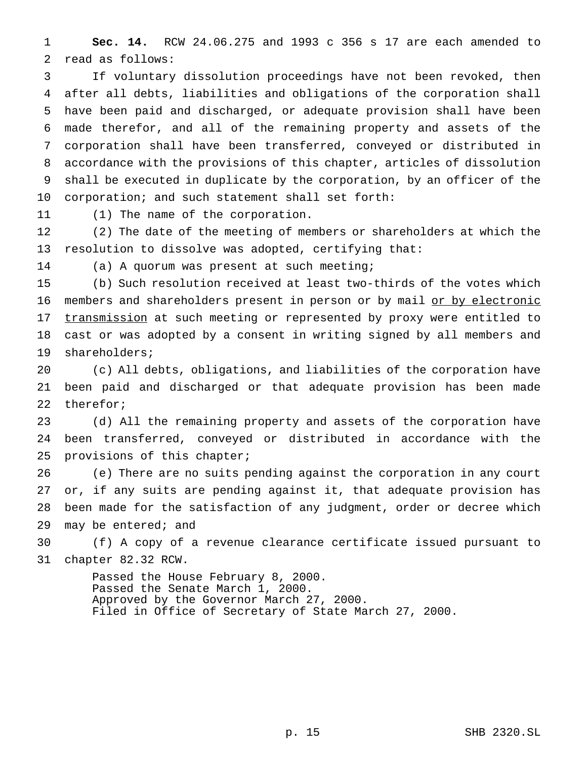**Sec. 14.** RCW 24.06.275 and 1993 c 356 s 17 are each amended to read as follows:

If voluntary dissolution proceedings have not been revoked, then after all debts, liabilities and obligations of the corporation shall have been paid and discharged, or adequate provision shall have been made therefor, and all of the remaining property and assets of the corporation shall have been transferred, conveyed or distributed in accordance with the provisions of this chapter, articles of dissolution shall be executed in duplicate by the corporation, by an officer of the corporation; and such statement shall set forth:

(1) The name of the corporation.

(2) The date of the meeting of members or shareholders at which the resolution to dissolve was adopted, certifying that:

(a) A quorum was present at such meeting;

(b) Such resolution received at least two-thirds of the votes which members and shareholders present in person or by mail <u>or by electronic transmission</u> at such meeting or represented by proxy were entitled to cast or was adopted by a consent in writing signed by all members and shareholders;

(c) All debts, obligations, and liabilities of the corporation have been paid and discharged or that adequate provision has been made therefor;

(d) All the remaining property and assets of the corporation have been transferred, conveyed or distributed in accordance with the provisions of this chapter;

(e) There are no suits pending against the corporation in any court or, if any suits are pending against it, that adequate provision has been made for the satisfaction of any judgment, order or decree which may be entered; and

(f) A copy of a revenue clearance certificate issued pursuant to chapter 82.32 RCW.

Passed the House February 8, 2000.
Passed the Senate March 1, 2000.
Approved by the Governor March 27, 2000.
Filed in Office of Secretary of State March 27, 2000.